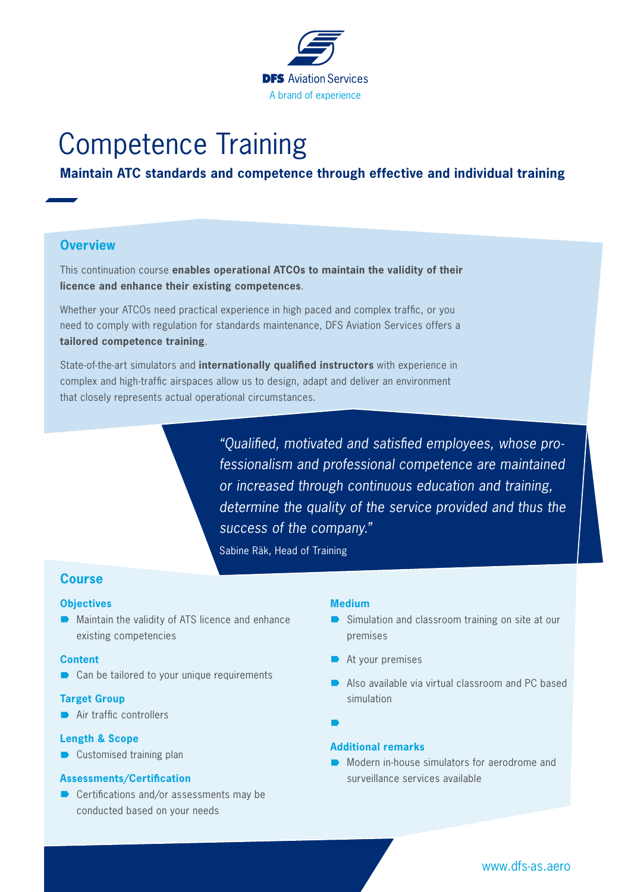DFS Aviation Services
A brand of experience

# Competence Training

**Maintain ATC standards and competence through effective and individual training**

## Overview

This continuation course **enables operational ATCOs to maintain the validity of their licence and enhance their existing competences**.

Whether your ATCOs need practical experience in high paced and complex traffic, or you need to comply with regulation for standards maintenance, DFS Aviation Services offers a **tailored competence training**.

State-of-the-art simulators and **internationally qualified instructors** with experience in complex and high-traffic airspaces allow us to design, adapt and deliver an environment that closely represents actual operational circumstances.

> *"Qualified, motivated and satisfied employees, whose professionalism and professional competence are maintained or increased through continuous education and training, determine the quality of the service provided and thus the success of the company."*
>
> Sabine Räk, Head of Training

## Course

### Objectives

- Maintain the validity of ATS licence and enhance existing competencies

### Content

- Can be tailored to your unique requirements

### Target Group

- Air traffic controllers

### Length & Scope

- Customised training plan

### Assessments/Certification

- Certifications and/or assessments may be conducted based on your needs

### Medium

- Simulation and classroom training on site at our premises
- At your premises
- Also available via virtual classroom and PC based simulation

### Additional remarks

- Modern in-house simulators for aerodrome and surveillance services available

www.dfs-as.aero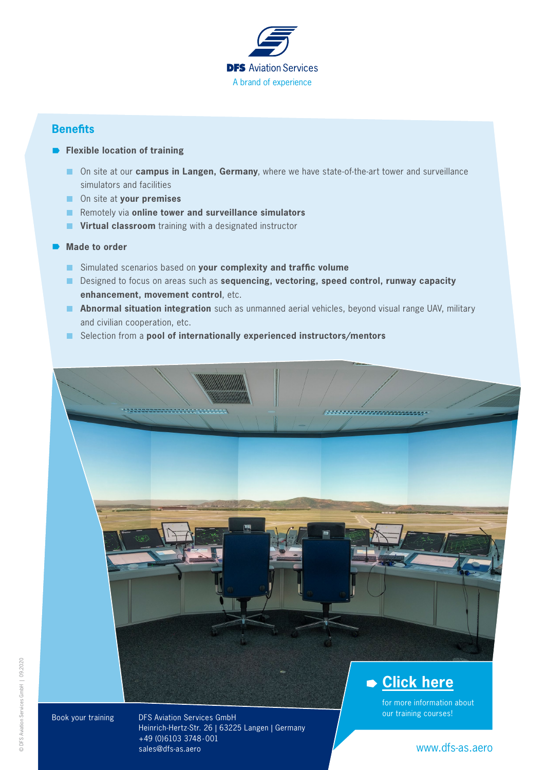DFS Aviation Services
A brand of experience

## Benefits

- **Flexible location of training**
  - On site at our **campus in Langen, Germany**, where we have state-of-the-art tower and surveillance simulators and facilities
  - On site at **your premises**
  - Remotely via **online tower and surveillance simulators**
  - **Virtual classroom** training with a designated instructor
- **Made to order**
  - Simulated scenarios based on **your complexity and traffic volume**
  - Designed to focus on areas such as **sequencing, vectoring, speed control, runway capacity enhancement, movement control**, etc.
  - **Abnormal situation integration** such as unmanned aerial vehicles, beyond visual range UAV, military and civilian cooperation, etc.
  - Selection from a **pool of internationally experienced instructors/mentors**

**Click here**

for more information about our training courses!

Book your training

DFS Aviation Services GmbH
Heinrich-Hertz-Str. 26 | 63225 Langen | Germany
+49 (0)6103 3748-001
sales@dfs-as.aero

www.dfs-as.aero

© DFS Aviation Services GmbH | 09.2020